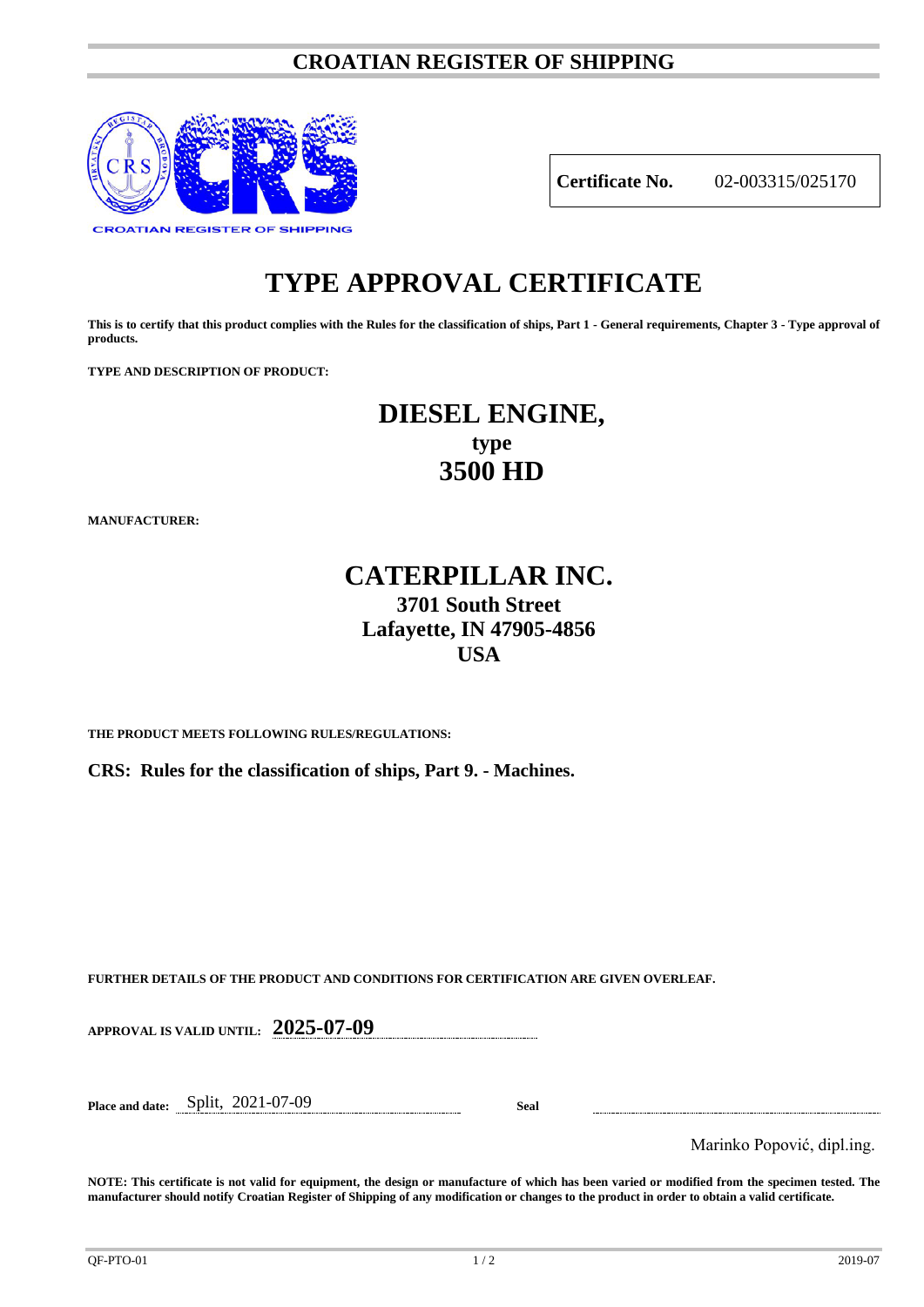# CROATIAN REGISTER OF SHIPPING

CROATIAN REGISTER OF SHIPPING

| **Certificate No.** | 02-003315/025170 |
|---|---|

# TYPE APPROVAL CERTIFICATE

**This is to certify that this product complies with the Rules for the classification of ships, Part 1 - General requirements, Chapter 3 - Type approval of products.**

**TYPE AND DESCRIPTION OF PRODUCT:**

## DIESEL ENGINE,
### type
## 3500 HD

**MANUFACTURER:**

## CATERPILLAR INC.
### 3701 South Street
### Lafayette, IN 47905-4856
### USA

**THE PRODUCT MEETS FOLLOWING RULES/REGULATIONS:**

**CRS: Rules for the classification of ships, Part 9. - Machines.**

**FURTHER DETAILS OF THE PRODUCT AND CONDITIONS FOR CERTIFICATION ARE GIVEN OVERLEAF.**

**APPROVAL IS VALID UNTIL:** **2025-07-09**

**Place and date:** Split, 2021-07-09

**Seal**

Marinko Popović, dipl.ing.

**NOTE: This certificate is not valid for equipment, the design or manufacture of which has been varied or modified from the specimen tested. The manufacturer should notify Croatian Register of Shipping of any modification or changes to the product in order to obtain a valid certificate.**

QF-PTO-01 2019-07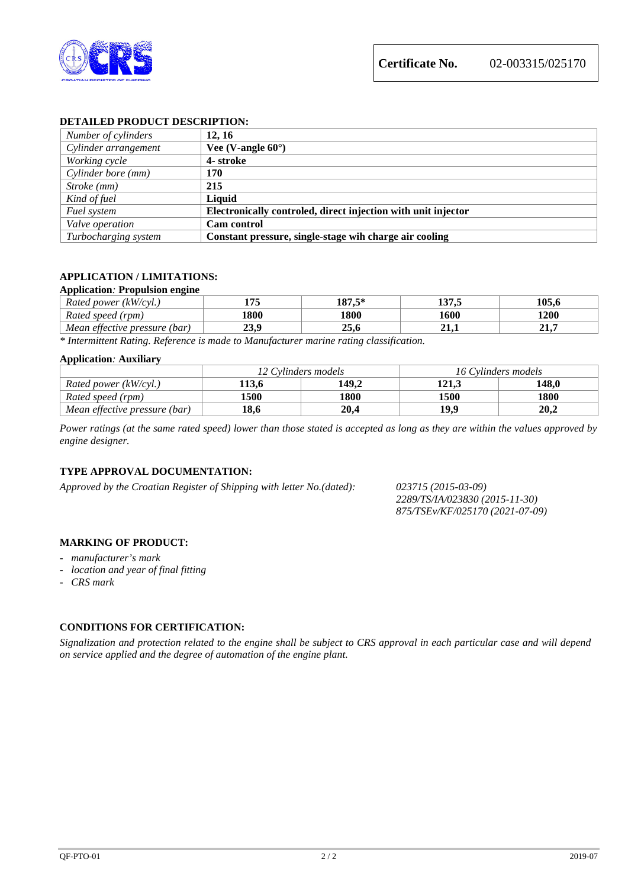**Certificate No.** 02-003315/025170

## DETAILED PRODUCT DESCRIPTION:

| | |
|---|---|
| *Number of cylinders* | **12, 16** |
| *Cylinder arrangement* | **Vee (V-angle 60°)** |
| *Working cycle* | **4- stroke** |
| *Cylinder bore (mm)* | **170** |
| *Stroke (mm)* | **215** |
| *Kind of fuel* | **Liquid** |
| *Fuel system* | **Electronically controled, direct injection with unit injector** |
| *Valve operation* | **Cam control** |
| *Turbocharging system* | **Constant pressure, single-stage wih charge air cooling** |

## APPLICATION / LIMITATIONS:

**Application*:* Propulsion engine**

| | | | | |
|---|---|---|---|---|
| *Rated power (kW/cyl.)* | **175** | **187,5*** | **137,5** | **105,6** |
| *Rated speed (rpm)* | **1800** | **1800** | **1600** | **1200** |
| *Mean effective pressure (bar)* | **23,9** | **25,6** | **21,1** | **21,7** |

*\* Intermittent Rating. Reference is made to Manufacturer marine rating classification.*

**Application*:* Auxiliary**

| | *12 Cylinders models* | | *16 Cylinders models* | |
|---|---|---|---|---|
| *Rated power (kW/cyl.)* | **113,6** | **149,2** | **121,3** | **148,0** |
| *Rated speed (rpm)* | **1500** | **1800** | **1500** | **1800** |
| *Mean effective pressure (bar)* | **18,6** | **20,4** | **19,9** | **20,2** |

*Power ratings (at the same rated speed) lower than those stated is accepted as long as they are within the values approved by engine designer.*

## TYPE APPROVAL DOCUMENTATION:

*Approved by the Croatian Register of Shipping with letter No.(dated):*

*023715 (2015-03-09)*
*2289/TS/IA/023830 (2015-11-30)*
*875/TSEv/KF/025170 (2021-07-09)*

## MARKING OF PRODUCT:

- *manufacturer's mark*
- *location and year of final fitting*
- *CRS mark*

## CONDITIONS FOR CERTIFICATION:

*Signalization and protection related to the engine shall be subject to CRS approval in each particular case and will depend on service applied and the degree of automation of the engine plant.*